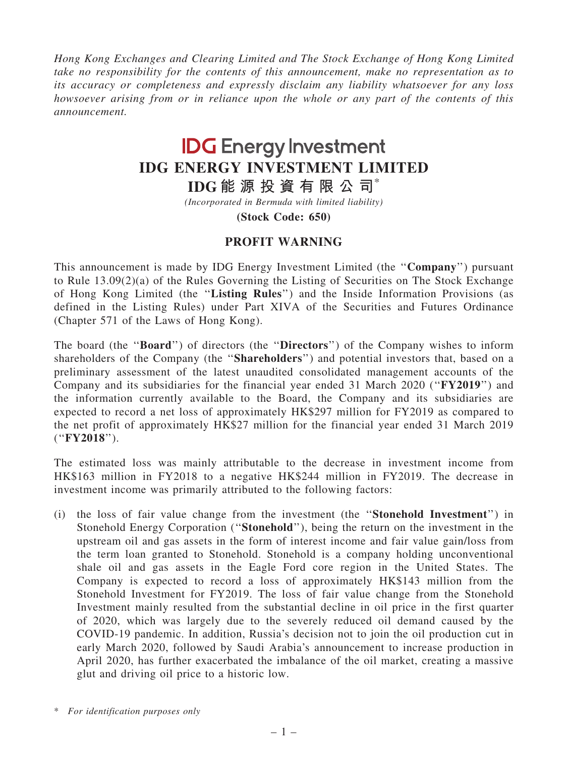*Hong Kong Exchanges and Clearing Limited and The Stock Exchange of Hong Kong Limited take no responsibility for the contents of this announcement, make no representation as to its accuracy or completeness and expressly disclaim any liability whatsoever for any loss howsoever arising from or in reliance upon the whole or any part of the contents of this announcement.*

**IDG Energy Investment**

# IDG ENERGY INVESTMENT LIMITED

# IDG能源投資有限公司*

*(Incorporated in Bermuda with limited liability)*

**(Stock Code: 650)**

## PROFIT WARNING

This announcement is made by IDG Energy Investment Limited (the "**Company**") pursuant to Rule 13.09(2)(a) of the Rules Governing the Listing of Securities on The Stock Exchange of Hong Kong Limited (the "**Listing Rules**") and the Inside Information Provisions (as defined in the Listing Rules) under Part XIVA of the Securities and Futures Ordinance (Chapter 571 of the Laws of Hong Kong).

The board (the "**Board**") of directors (the "**Directors**") of the Company wishes to inform shareholders of the Company (the "**Shareholders**") and potential investors that, based on a preliminary assessment of the latest unaudited consolidated management accounts of the Company and its subsidiaries for the financial year ended 31 March 2020 ("**FY2019**") and the information currently available to the Board, the Company and its subsidiaries are expected to record a net loss of approximately HK$297 million for FY2019 as compared to the net profit of approximately HK$27 million for the financial year ended 31 March 2019 ("**FY2018**").

The estimated loss was mainly attributable to the decrease in investment income from HK$163 million in FY2018 to a negative HK$244 million in FY2019. The decrease in investment income was primarily attributed to the following factors:

(i) the loss of fair value change from the investment (the "**Stonehold Investment**") in Stonehold Energy Corporation ("**Stonehold**"), being the return on the investment in the upstream oil and gas assets in the form of interest income and fair value gain/loss from the term loan granted to Stonehold. Stonehold is a company holding unconventional shale oil and gas assets in the Eagle Ford core region in the United States. The Company is expected to record a loss of approximately HK$143 million from the Stonehold Investment for FY2019. The loss of fair value change from the Stonehold Investment mainly resulted from the substantial decline in oil price in the first quarter of 2020, which was largely due to the severely reduced oil demand caused by the COVID-19 pandemic. In addition, Russia's decision not to join the oil production cut in early March 2020, followed by Saudi Arabia's announcement to increase production in April 2020, has further exacerbated the imbalance of the oil market, creating a massive glut and driving oil price to a historic low.

\* *For identification purposes only*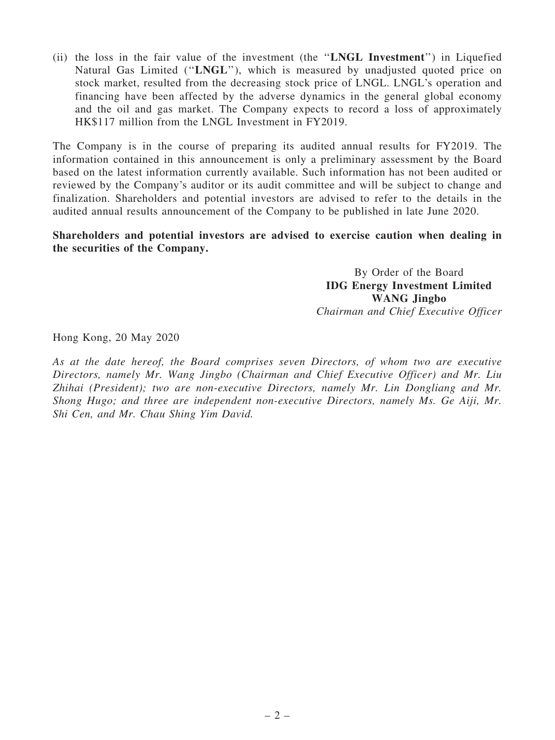(ii) the loss in the fair value of the investment (the "**LNGL Investment**") in Liquefied Natural Gas Limited ("**LNGL**"), which is measured by unadjusted quoted price on stock market, resulted from the decreasing stock price of LNGL. LNGL's operation and financing have been affected by the adverse dynamics in the general global economy and the oil and gas market. The Company expects to record a loss of approximately HK$117 million from the LNGL Investment in FY2019.

The Company is in the course of preparing its audited annual results for FY2019. The information contained in this announcement is only a preliminary assessment by the Board based on the latest information currently available. Such information has not been audited or reviewed by the Company's auditor or its audit committee and will be subject to change and finalization. Shareholders and potential investors are advised to refer to the details in the audited annual results announcement of the Company to be published in late June 2020.

**Shareholders and potential investors are advised to exercise caution when dealing in the securities of the Company.**

By Order of the Board
**IDG Energy Investment Limited**
**WANG Jingbo**
*Chairman and Chief Executive Officer*

Hong Kong, 20 May 2020

*As at the date hereof, the Board comprises seven Directors, of whom two are executive Directors, namely Mr. Wang Jingbo (Chairman and Chief Executive Officer) and Mr. Liu Zhihai (President); two are non-executive Directors, namely Mr. Lin Dongliang and Mr. Shong Hugo; and three are independent non-executive Directors, namely Ms. Ge Aiji, Mr. Shi Cen, and Mr. Chau Shing Yim David.*